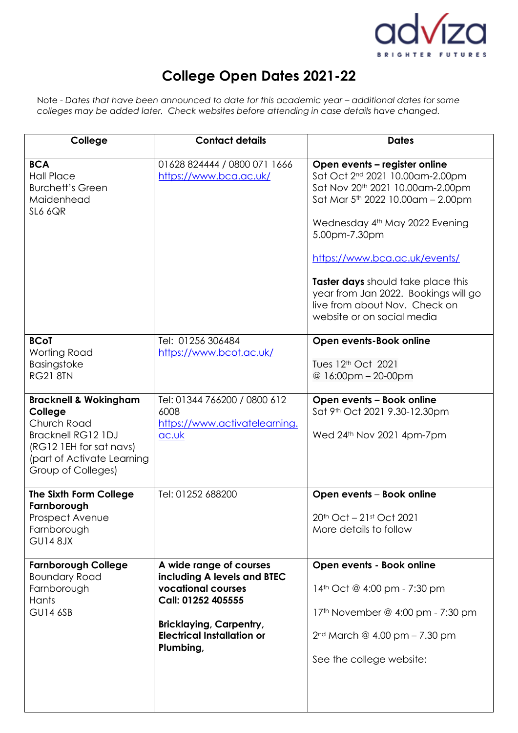# College Open Dates 2021-22

Note - *Dates that have been announced to date for this academic year – additional dates for some colleges may be added later. Check websites before attending in case details have changed.*

| College | Contact details | Dates |
|---|---|---|
| **BCA**<br>Hall Place<br>Burchett's Green<br>Maidenhead<br>SL6 6QR | 01628 824444 / 0800 071 1666<br>https://www.bca.ac.uk/ | **Open events – register online**<br>Sat Oct 2nd 2021 10.00am-2.00pm<br>Sat Nov 20th 2021 10.00am-2.00pm<br>Sat Mar 5th 2022 10.00am – 2.00pm<br><br>Wednesday 4th May 2022 Evening 5.00pm-7.30pm<br><br>https://www.bca.ac.uk/events/<br><br>**Taster days** should take place this year from Jan 2022. Bookings will go live from about Nov. Check on website or on social media |
| **BCoT**<br>Worting Road<br>Basingstoke<br>RG21 8TN | Tel: 01256 306484<br>https://www.bcot.ac.uk/ | **Open events-Book online**<br><br>Tues 12th Oct 2021<br>@ 16:00pm – 20-00pm |
| **Bracknell & Wokingham College**<br>Church Road<br>Bracknell RG12 1DJ<br>(RG12 1EH for sat navs)<br>(part of Activate Learning Group of Colleges) | Tel: 01344 766200 / 0800 612 6008<br>https://www.activatelearning.ac.uk | **Open events – Book online**<br>Sat 9th Oct 2021 9.30-12.30pm<br><br>Wed 24th Nov 2021 4pm-7pm |
| **The Sixth Form College Farnborough**<br>Prospect Avenue<br>Farnborough<br>GU14 8JX | Tel: 01252 688200 | **Open events – Book online**<br><br>20th Oct – 21st Oct 2021<br>More details to follow |
| **Farnborough College**<br>Boundary Road<br>Farnborough<br>Hants<br>GU14 6SB | **A wide range of courses including A levels and BTEC vocational courses**<br>**Call: 01252 405555**<br><br>**Bricklaying, Carpentry, Electrical Installation or Plumbing,** | **Open events - Book online**<br><br>14th Oct @ 4:00 pm - 7:30 pm<br><br>17th November @ 4:00 pm - 7:30 pm<br><br>2nd March @ 4.00 pm – 7.30 pm<br><br>See the college website: |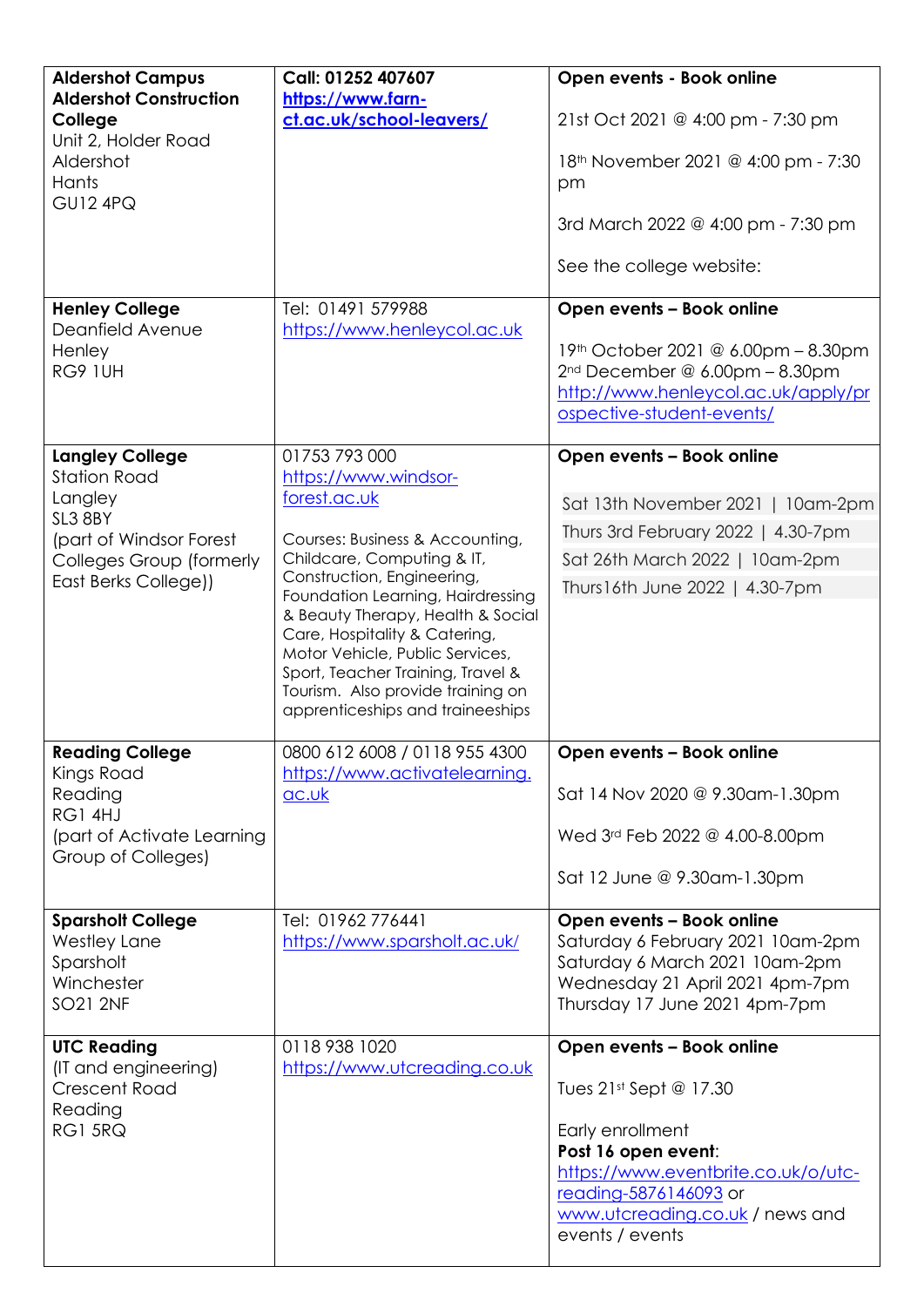| | | |
|---|---|---|
| **Aldershot Campus Aldershot Construction College**<br>Unit 2, Holder Road<br>Aldershot<br>Hants<br>GU12 4PQ | **Call: 01252 407607**<br>**https://www.farn-ct.ac.uk/school-leavers/** | **Open events - Book online**<br><br>21st Oct 2021 @ 4:00 pm - 7:30 pm<br><br>18th November 2021 @ 4:00 pm - 7:30 pm<br><br>3rd March 2022 @ 4:00 pm - 7:30 pm<br><br>See the college website: |
| **Henley College**<br>Deanfield Avenue<br>Henley<br>RG9 1UH | Tel: 01491 579988<br>https://www.henleycol.ac.uk | **Open events – Book online**<br><br>19th October 2021 @ 6.00pm – 8.30pm<br>2nd December @ 6.00pm – 8.30pm<br>http://www.henleycol.ac.uk/apply/prospective-student-events/ |
| **Langley College**<br>Station Road<br>Langley<br>SL3 8BY<br>(part of Windsor Forest Colleges Group (formerly East Berks College)) | 01753 793 000<br>https://www.windsor-forest.ac.uk<br><br>Courses: Business & Accounting, Childcare, Computing & IT, Construction, Engineering, Foundation Learning, Hairdressing & Beauty Therapy, Health & Social Care, Hospitality & Catering, Motor Vehicle, Public Services, Sport, Teacher Training, Travel & Tourism. Also provide training on apprenticeships and traineeships | **Open events – Book online**<br><br>Sat 13th November 2021 \| 10am-2pm<br>Thurs 3rd February 2022 \| 4.30-7pm<br>Sat 26th March 2022 \| 10am-2pm<br>Thurs16th June 2022 \| 4.30-7pm |
| **Reading College**<br>Kings Road<br>Reading<br>RG1 4HJ<br>(part of Activate Learning Group of Colleges) | 0800 612 6008 / 0118 955 4300<br>https://www.activatelearning.ac.uk | **Open events – Book online**<br><br>Sat 14 Nov 2020 @ 9.30am-1.30pm<br><br>Wed 3rd Feb 2022 @ 4.00-8.00pm<br><br>Sat 12 June @ 9.30am-1.30pm |
| **Sparsholt College**<br>Westley Lane<br>Sparsholt<br>Winchester<br>SO21 2NF | Tel: 01962 776441<br>https://www.sparsholt.ac.uk/ | **Open events – Book online**<br>Saturday 6 February 2021 10am-2pm<br>Saturday 6 March 2021 10am-2pm<br>Wednesday 21 April 2021 4pm-7pm<br>Thursday 17 June 2021 4pm-7pm |
| **UTC Reading**<br>(IT and engineering)<br>Crescent Road<br>Reading<br>RG1 5RQ | 0118 938 1020<br>https://www.utcreading.co.uk | **Open events – Book online**<br><br>Tues 21st Sept @ 17.30<br><br>Early enrollment<br>**Post 16 open event**:<br>https://www.eventbrite.co.uk/o/utc-reading-5876146093 or www.utcreading.co.uk / news and events / events |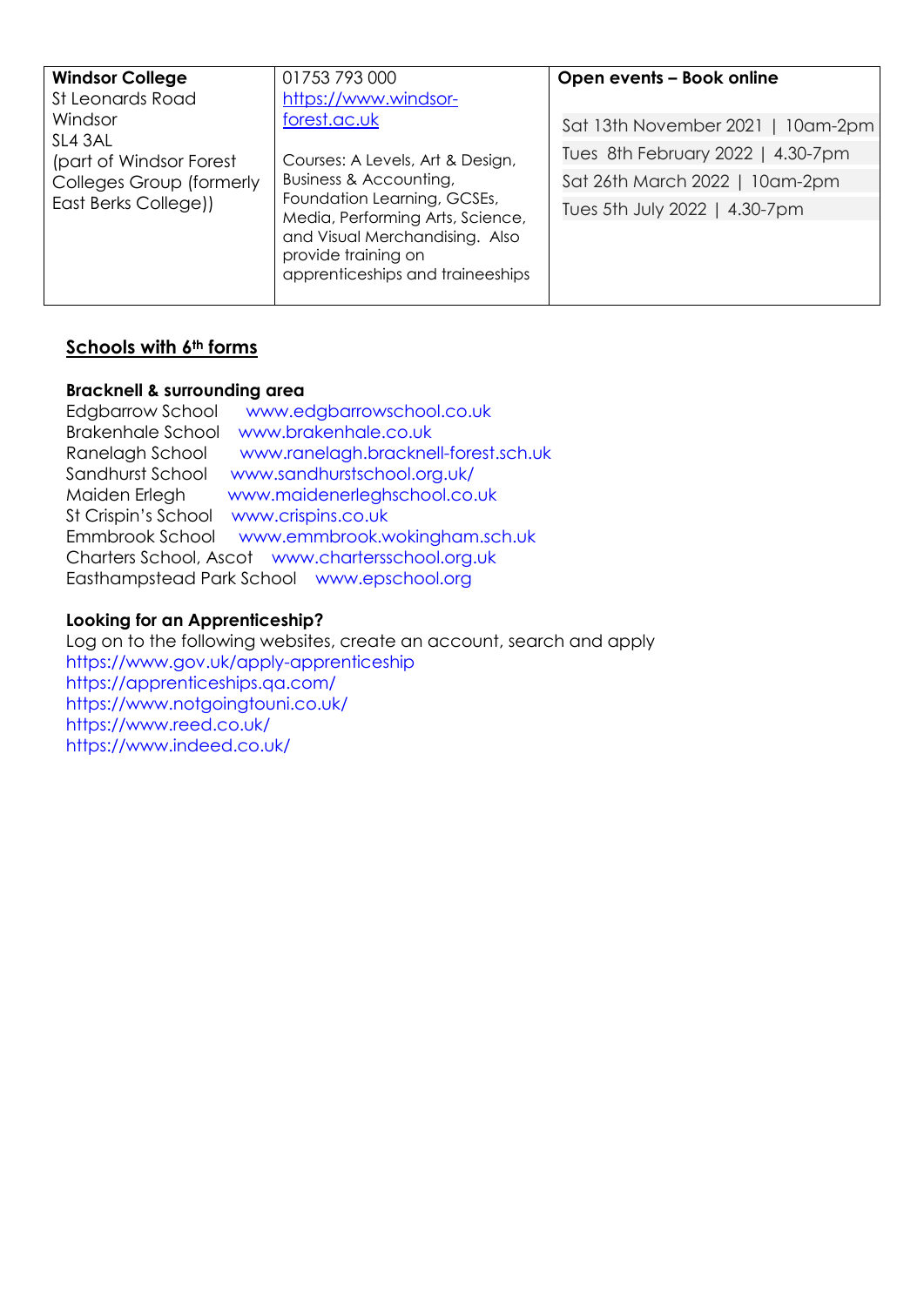| Windsor College<br>St Leonards Road<br>Windsor<br>SL4 3AL<br>(part of Windsor Forest Colleges Group (formerly East Berks College)) | 01753 793 000<br>https://www.windsor-forest.ac.uk<br><br>Courses: A Levels, Art & Design, Business & Accounting, Foundation Learning, GCSEs, Media, Performing Arts, Science, and Visual Merchandising. Also provide training on apprenticeships and traineeships | **Open events – Book online**<br><br>Sat 13th November 2021 \| 10am-2pm<br>Tues 8th February 2022 \| 4.30-7pm<br>Sat 26th March 2022 \| 10am-2pm<br>Tues 5th July 2022 \| 4.30-7pm |
|---|---|---|

## Schools with 6th forms

**Bracknell & surrounding area**

Edgbarrow School www.edgbarrowschool.co.uk
Brakenhale School www.brakenhale.co.uk
Ranelagh School www.ranelagh.bracknell-forest.sch.uk
Sandhurst School www.sandhurstschool.org.uk/
Maiden Erlegh www.maidenerleghschool.co.uk
St Crispin's School www.crispins.co.uk
Emmbrook School www.emmbrook.wokingham.sch.uk
Charters School, Ascot www.chartersschool.org.uk
Easthampstead Park School www.epschool.org

**Looking for an Apprenticeship?**

Log on to the following websites, create an account, search and apply
https://www.gov.uk/apply-apprenticeship
https://apprenticeships.qa.com/
https://www.notgoingtouni.co.uk/
https://www.reed.co.uk/
https://www.indeed.co.uk/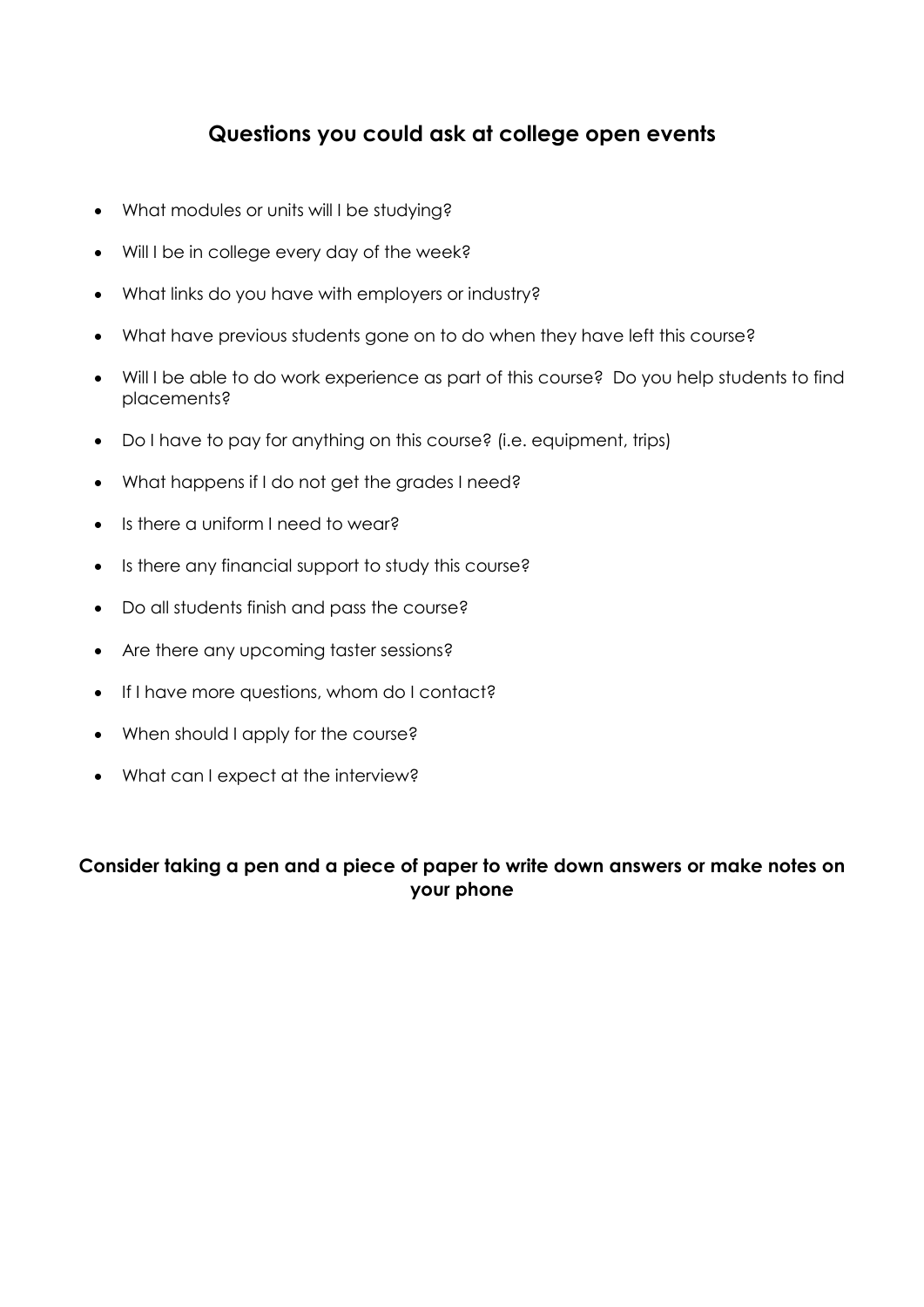## Questions you could ask at college open events

- What modules or units will I be studying?
- Will I be in college every day of the week?
- What links do you have with employers or industry?
- What have previous students gone on to do when they have left this course?
- Will I be able to do work experience as part of this course? Do you help students to find placements?
- Do I have to pay for anything on this course? (i.e. equipment, trips)
- What happens if I do not get the grades I need?
- Is there a uniform I need to wear?
- Is there any financial support to study this course?
- Do all students finish and pass the course?
- Are there any upcoming taster sessions?
- If I have more questions, whom do I contact?
- When should I apply for the course?
- What can I expect at the interview?

**Consider taking a pen and a piece of paper to write down answers or make notes on your phone**